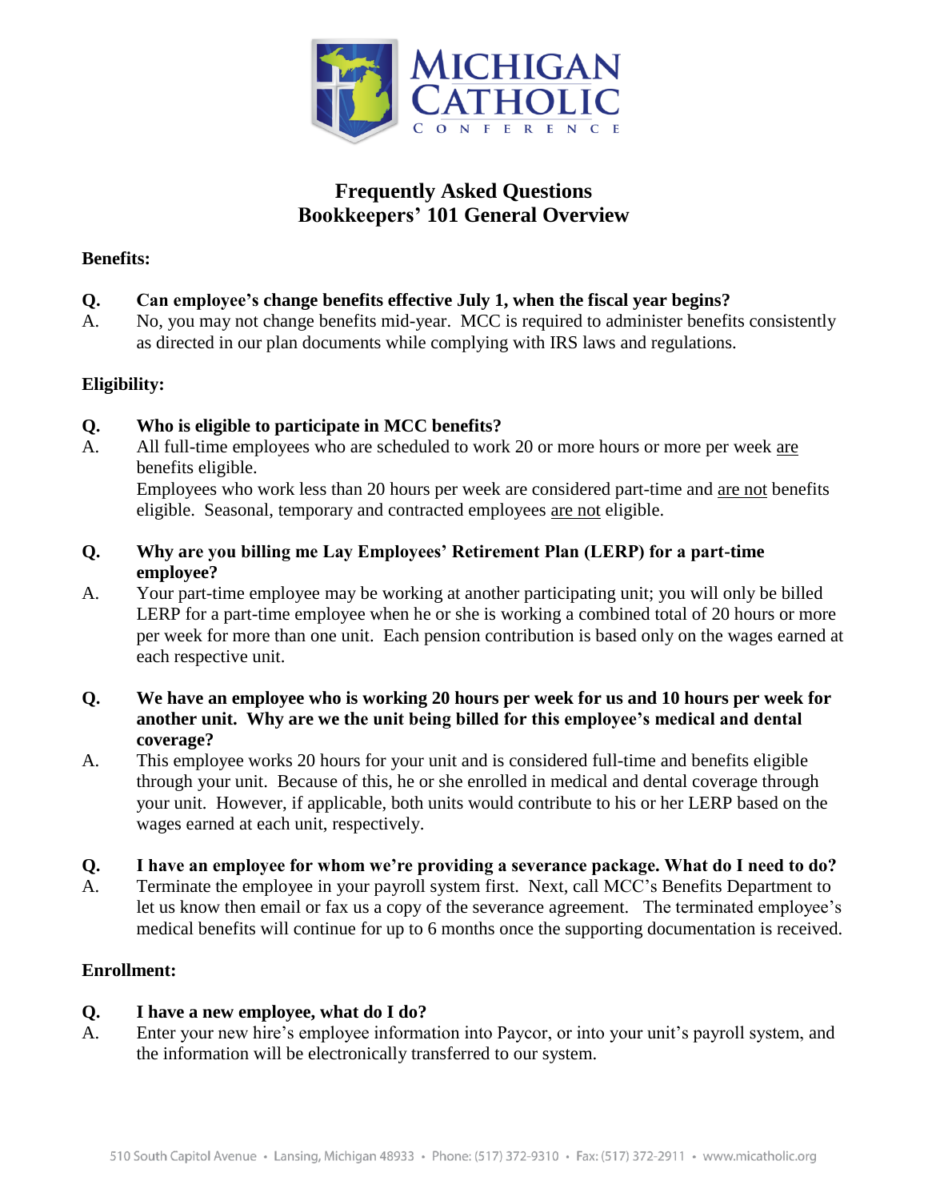MICHIGAN CATHOLIC CONFERENCE

# Frequently Asked Questions
# Bookkeepers' 101 General Overview

## Benefits:

**Q. Can employee's change benefits effective July 1, when the fiscal year begins?**

A. No, you may not change benefits mid-year. MCC is required to administer benefits consistently as directed in our plan documents while complying with IRS laws and regulations.

## Eligibility:

**Q. Who is eligible to participate in MCC benefits?**

A. All full-time employees who are scheduled to work 20 or more hours or more per week are benefits eligible.
Employees who work less than 20 hours per week are considered part-time and are not benefits eligible. Seasonal, temporary and contracted employees are not eligible.

**Q. Why are you billing me Lay Employees' Retirement Plan (LERP) for a part-time employee?**

A. Your part-time employee may be working at another participating unit; you will only be billed LERP for a part-time employee when he or she is working a combined total of 20 hours or more per week for more than one unit. Each pension contribution is based only on the wages earned at each respective unit.

**Q. We have an employee who is working 20 hours per week for us and 10 hours per week for another unit. Why are we the unit being billed for this employee's medical and dental coverage?**

A. This employee works 20 hours for your unit and is considered full-time and benefits eligible through your unit. Because of this, he or she enrolled in medical and dental coverage through your unit. However, if applicable, both units would contribute to his or her LERP based on the wages earned at each unit, respectively.

**Q. I have an employee for whom we're providing a severance package. What do I need to do?**

A. Terminate the employee in your payroll system first. Next, call MCC's Benefits Department to let us know then email or fax us a copy of the severance agreement. The terminated employee's medical benefits will continue for up to 6 months once the supporting documentation is received.

## Enrollment:

**Q. I have a new employee, what do I do?**

A. Enter your new hire's employee information into Paycor, or into your unit's payroll system, and the information will be electronically transferred to our system.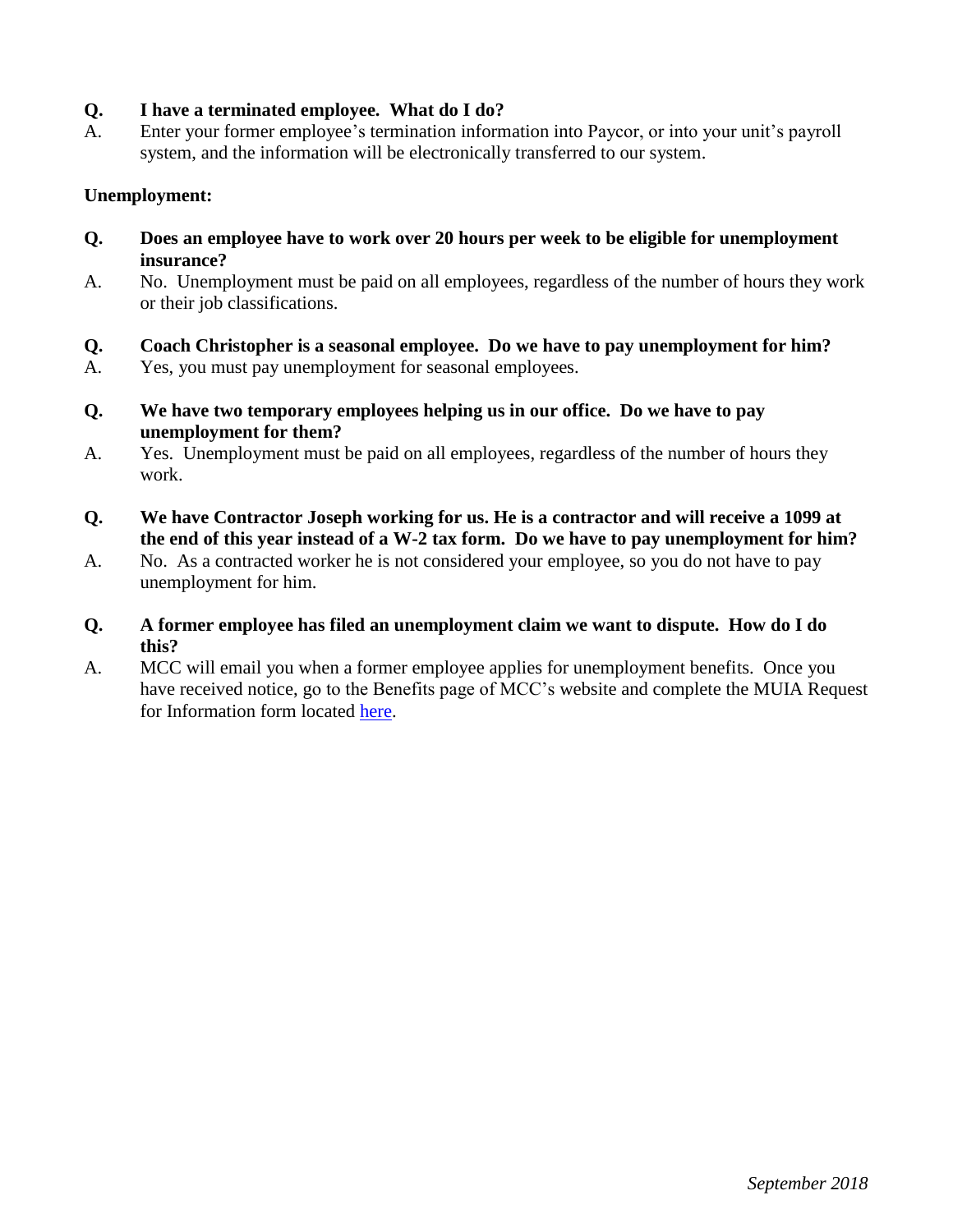**Q. I have a terminated employee. What do I do?**

A. Enter your former employee's termination information into Paycor, or into your unit's payroll system, and the information will be electronically transferred to our system.

**Unemployment:**

**Q. Does an employee have to work over 20 hours per week to be eligible for unemployment insurance?**

A. No. Unemployment must be paid on all employees, regardless of the number of hours they work or their job classifications.

**Q. Coach Christopher is a seasonal employee. Do we have to pay unemployment for him?**

A. Yes, you must pay unemployment for seasonal employees.

**Q. We have two temporary employees helping us in our office. Do we have to pay unemployment for them?**

A. Yes. Unemployment must be paid on all employees, regardless of the number of hours they work.

**Q. We have Contractor Joseph working for us. He is a contractor and will receive a 1099 at the end of this year instead of a W-2 tax form. Do we have to pay unemployment for him?**

A. No. As a contracted worker he is not considered your employee, so you do not have to pay unemployment for him.

**Q. A former employee has filed an unemployment claim we want to dispute. How do I do this?**

A. MCC will email you when a former employee applies for unemployment benefits. Once you have received notice, go to the Benefits page of MCC's website and complete the MUIA Request for Information form located here.

*September 2018*